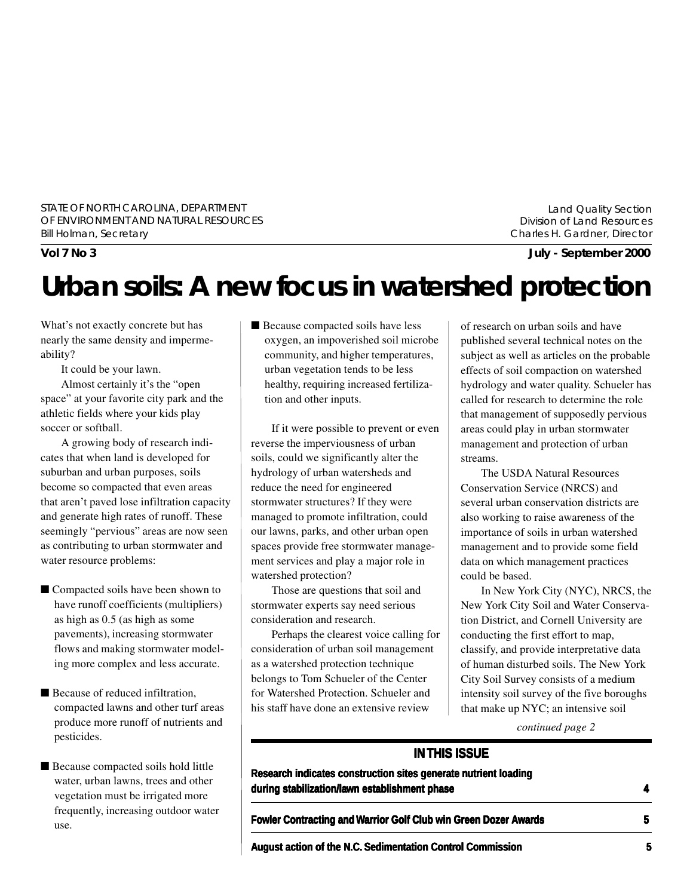STATE OF NORTH CAROLINA, DEPARTMENT OF ENVIRONMENT AND NATURAL RESOURCES
Bill Holman, Secretary

Land Quality Section
Division of Land Resources
Charles H. Gardner, Director

**Vol 7 No 3** **July - September 2000**

# Urban soils: A new focus in watershed protection

What's not exactly concrete but has nearly the same density and impermeability?

It could be your lawn.

Almost certainly it's the "open space" at your favorite city park and the athletic fields where your kids play soccer or softball.

A growing body of research indicates that when land is developed for suburban and urban purposes, soils become so compacted that even areas that aren't paved lose infiltration capacity and generate high rates of runoff. These seemingly "pervious" areas are now seen as contributing to urban stormwater and water resource problems:

- Compacted soils have been shown to have runoff coefficients (multipliers) as high as 0.5 (as high as some pavements), increasing stormwater flows and making stormwater modeling more complex and less accurate.
- Because of reduced infiltration, compacted lawns and other turf areas produce more runoff of nutrients and pesticides.
- Because compacted soils hold little water, urban lawns, trees and other vegetation must be irrigated more frequently, increasing outdoor water use.
- Because compacted soils have less oxygen, an impoverished soil microbe community, and higher temperatures, urban vegetation tends to be less healthy, requiring increased fertilization and other inputs.

If it were possible to prevent or even reverse the imperviousness of urban soils, could we significantly alter the hydrology of urban watersheds and reduce the need for engineered stormwater structures? If they were managed to promote infiltration, could our lawns, parks, and other urban open spaces provide free stormwater management services and play a major role in watershed protection?

Those are questions that soil and stormwater experts say need serious consideration and research.

Perhaps the clearest voice calling for consideration of urban soil management as a watershed protection technique belongs to Tom Schueler of the Center for Watershed Protection. Schueler and his staff have done an extensive review of research on urban soils and have published several technical notes on the subject as well as articles on the probable effects of soil compaction on watershed hydrology and water quality. Schueler has called for research to determine the role that management of supposedly pervious areas could play in urban stormwater management and protection of urban streams.

The USDA Natural Resources Conservation Service (NRCS) and several urban conservation districts are also working to raise awareness of the importance of soils in urban watershed management and to provide some field data on which management practices could be based.

In New York City (NYC), NRCS, the New York City Soil and Water Conservation District, and Cornell University are conducting the first effort to map, classify, and provide interpretative data of human disturbed soils. The New York City Soil Survey consists of a medium intensity soil survey of the five boroughs that make up NYC; an intensive soil

*continued page 2*

## IN THIS ISSUE

| | |
|---|---|
| **Research indicates construction sites generate nutrient loading during stabilization/lawn establishment phase** | **4** |
| **Fowler Contracting and Warrior Golf Club win Green Dozer Awards** | **5** |
| **August action of the N.C. Sedimentation Control Commission** | **5** |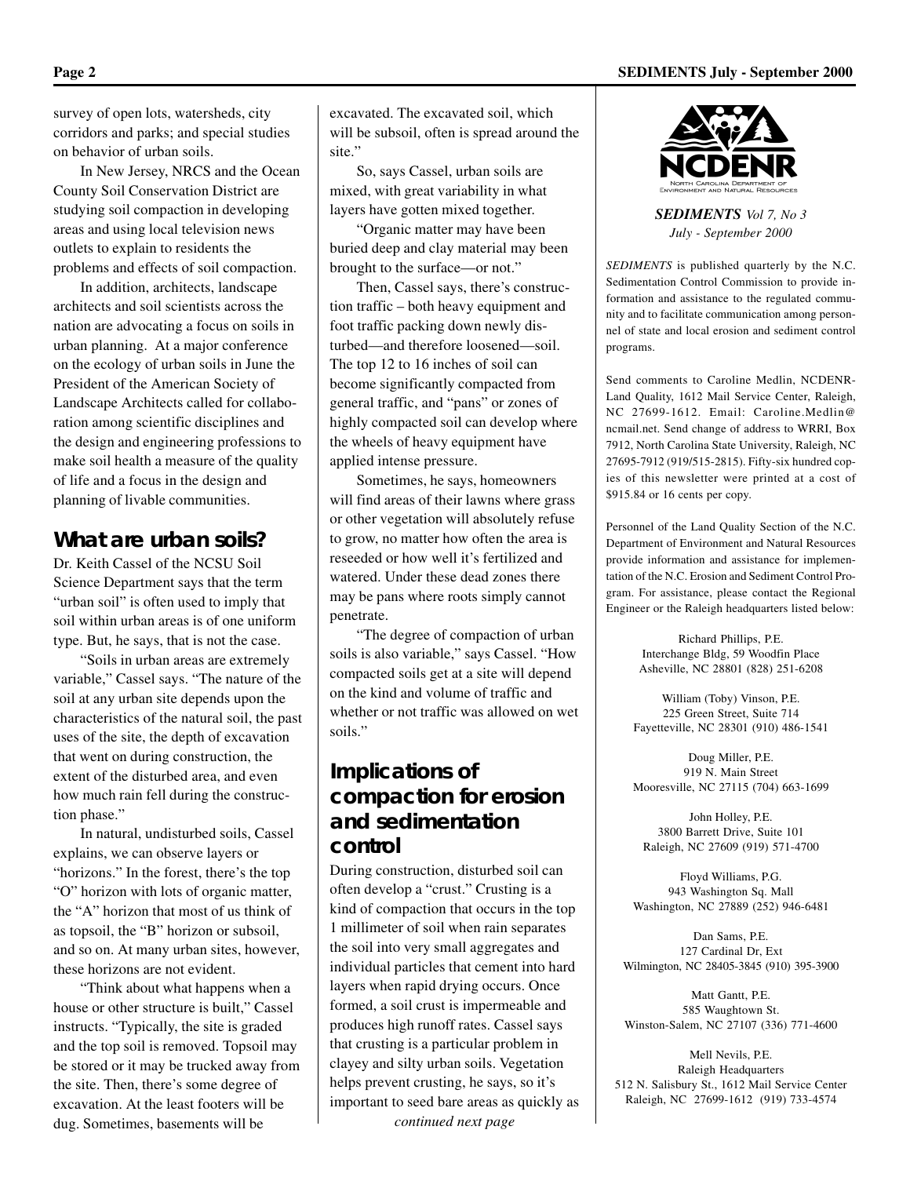survey of open lots, watersheds, city corridors and parks; and special studies on behavior of urban soils.

In New Jersey, NRCS and the Ocean County Soil Conservation District are studying soil compaction in developing areas and using local television news outlets to explain to residents the problems and effects of soil compaction.

In addition, architects, landscape architects and soil scientists across the nation are advocating a focus on soils in urban planning. At a major conference on the ecology of urban soils in June the President of the American Society of Landscape Architects called for collaboration among scientific disciplines and the design and engineering professions to make soil health a measure of the quality of life and a focus in the design and planning of livable communities.

## What are urban soils?

Dr. Keith Cassel of the NCSU Soil Science Department says that the term "urban soil" is often used to imply that soil within urban areas is of one uniform type. But, he says, that is not the case.

"Soils in urban areas are extremely variable," Cassel says. "The nature of the soil at any urban site depends upon the characteristics of the natural soil, the past uses of the site, the depth of excavation that went on during construction, the extent of the disturbed area, and even how much rain fell during the construction phase."

In natural, undisturbed soils, Cassel explains, we can observe layers or "horizons." In the forest, there's the top "O" horizon with lots of organic matter, the "A" horizon that most of us think of as topsoil, the "B" horizon or subsoil, and so on. At many urban sites, however, these horizons are not evident.

"Think about what happens when a house or other structure is built," Cassel instructs. "Typically, the site is graded and the top soil is removed. Topsoil may be stored or it may be trucked away from the site. Then, there's some degree of excavation. At the least footers will be dug. Sometimes, basements will be excavated. The excavated soil, which will be subsoil, often is spread around the site."

So, says Cassel, urban soils are mixed, with great variability in what layers have gotten mixed together.

"Organic matter may have been buried deep and clay material may been brought to the surface—or not."

Then, Cassel says, there's construction traffic – both heavy equipment and foot traffic packing down newly disturbed—and therefore loosened—soil. The top 12 to 16 inches of soil can become significantly compacted from general traffic, and "pans" or zones of highly compacted soil can develop where the wheels of heavy equipment have applied intense pressure.

Sometimes, he says, homeowners will find areas of their lawns where grass or other vegetation will absolutely refuse to grow, no matter how often the area is reseeded or how well it's fertilized and watered. Under these dead zones there may be pans where roots simply cannot penetrate.

"The degree of compaction of urban soils is also variable," says Cassel. "How compacted soils get at a site will depend on the kind and volume of traffic and whether or not traffic was allowed on wet soils."

## Implications of compaction for erosion and sedimentation control

During construction, disturbed soil can often develop a "crust." Crusting is a kind of compaction that occurs in the top 1 millimeter of soil when rain separates the soil into very small aggregates and individual particles that cement into hard layers when rapid drying occurs. Once formed, a soil crust is impermeable and produces high runoff rates. Cassel says that crusting is a particular problem in clayey and silty urban soils. Vegetation helps prevent crusting, he says, so it's important to seed bare areas as quickly as

*continued next page*

NCDENR
North Carolina Department of Environment and Natural Resources

***SEDIMENTS*** *Vol 7, No 3*
*July - September 2000*

*SEDIMENTS* is published quarterly by the N.C. Sedimentation Control Commission to provide information and assistance to the regulated community and to facilitate communication among personnel of state and local erosion and sediment control programs.

Send comments to Caroline Medlin, NCDENR-Land Quality, 1612 Mail Service Center, Raleigh, NC 27699-1612. Email: Caroline.Medlin@ncmail.net. Send change of address to WRRI, Box 7912, North Carolina State University, Raleigh, NC 27695-7912 (919/515-2815). Fifty-six hundred copies of this newsletter were printed at a cost of $915.84 or 16 cents per copy.

Personnel of the Land Quality Section of the N.C. Department of Environment and Natural Resources provide information and assistance for implementation of the N.C. Erosion and Sediment Control Program. For assistance, please contact the Regional Engineer or the Raleigh headquarters listed below:

Richard Phillips, P.E.
Interchange Bldg, 59 Woodfin Place
Asheville, NC 28801 (828) 251-6208

William (Toby) Vinson, P.E.
225 Green Street, Suite 714
Fayetteville, NC 28301 (910) 486-1541

Doug Miller, P.E.
919 N. Main Street
Mooresville, NC 27115 (704) 663-1699

John Holley, P.E.
3800 Barrett Drive, Suite 101
Raleigh, NC 27609 (919) 571-4700

Floyd Williams, P.G.
943 Washington Sq. Mall
Washington, NC 27889 (252) 946-6481

Dan Sams, P.E.
127 Cardinal Dr, Ext
Wilmington, NC 28405-3845 (910) 395-3900

Matt Gantt, P.E.
585 Waughtown St.
Winston-Salem, NC 27107 (336) 771-4600

Mell Nevils, P.E.
Raleigh Headquarters
512 N. Salisbury St., 1612 Mail Service Center
Raleigh, NC 27699-1612 (919) 733-4574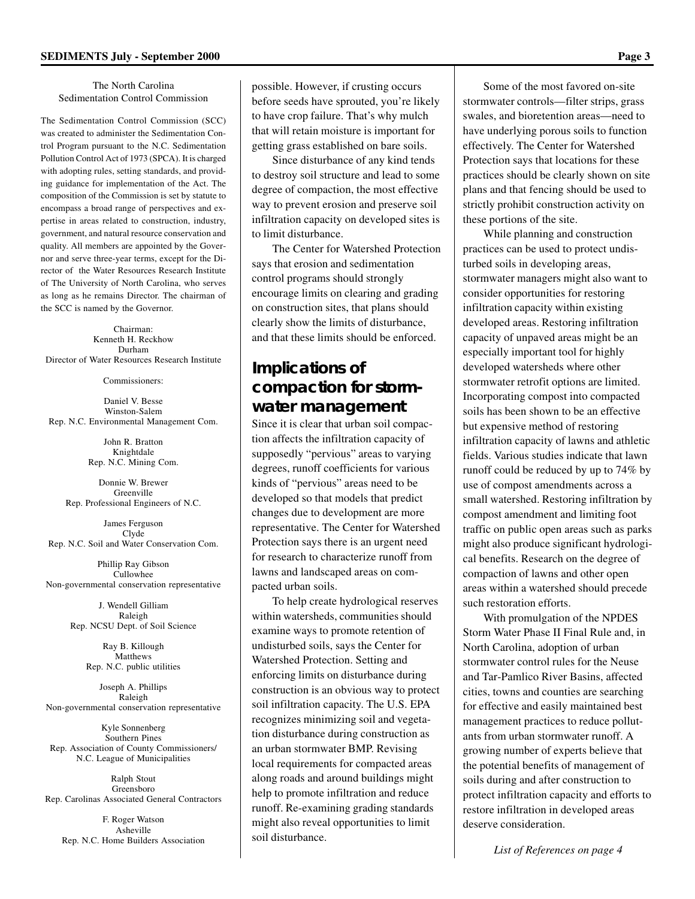The North Carolina Sedimentation Control Commission

The Sedimentation Control Commission (SCC) was created to administer the Sedimentation Control Program pursuant to the N.C. Sedimentation Pollution Control Act of 1973 (SPCA). It is charged with adopting rules, setting standards, and providing guidance for implementation of the Act. The composition of the Commission is set by statute to encompass a broad range of perspectives and expertise in areas related to construction, industry, government, and natural resource conservation and quality. All members are appointed by the Governor and serve three-year terms, except for the Director of the Water Resources Research Institute of The University of North Carolina, who serves as long as he remains Director. The chairman of the SCC is named by the Governor.

Chairman:
Kenneth H. Reckhow
Durham
Director of Water Resources Research Institute

Commissioners:

Daniel V. Besse
Winston-Salem
Rep. N.C. Environmental Management Com.

John R. Bratton
Knightdale
Rep. N.C. Mining Com.

Donnie W. Brewer
Greenville
Rep. Professional Engineers of N.C.

James Ferguson
Clyde
Rep. N.C. Soil and Water Conservation Com.

Phillip Ray Gibson
Cullowhee
Non-governmental conservation representative

J. Wendell Gilliam
Raleigh
Rep. NCSU Dept. of Soil Science

Ray B. Killough
Matthews
Rep. N.C. public utilities

Joseph A. Phillips
Raleigh
Non-governmental conservation representative

Kyle Sonnenberg
Southern Pines
Rep. Association of County Commissioners/ N.C. League of Municipalities

Ralph Stout
Greensboro
Rep. Carolinas Associated General Contractors

F. Roger Watson
Asheville
Rep. N.C. Home Builders Association

possible. However, if crusting occurs before seeds have sprouted, you're likely to have crop failure. That's why mulch that will retain moisture is important for getting grass established on bare soils.

Since disturbance of any kind tends to destroy soil structure and lead to some degree of compaction, the most effective way to prevent erosion and preserve soil infiltration capacity on developed sites is to limit disturbance.

The Center for Watershed Protection says that erosion and sedimentation control programs should strongly encourage limits on clearing and grading on construction sites, that plans should clearly show the limits of disturbance, and that these limits should be enforced.

## Implications of compaction for stormwater management

Since it is clear that urban soil compaction affects the infiltration capacity of supposedly "pervious" areas to varying degrees, runoff coefficients for various kinds of "pervious" areas need to be developed so that models that predict changes due to development are more representative. The Center for Watershed Protection says there is an urgent need for research to characterize runoff from lawns and landscaped areas on compacted urban soils.

To help create hydrological reserves within watersheds, communities should examine ways to promote retention of undisturbed soils, says the Center for Watershed Protection. Setting and enforcing limits on disturbance during construction is an obvious way to protect soil infiltration capacity. The U.S. EPA recognizes minimizing soil and vegetation disturbance during construction as an urban stormwater BMP. Revising local requirements for compacted areas along roads and around buildings might help to promote infiltration and reduce runoff. Re-examining grading standards might also reveal opportunities to limit soil disturbance.

Some of the most favored on-site stormwater controls—filter strips, grass swales, and bioretention areas—need to have underlying porous soils to function effectively. The Center for Watershed Protection says that locations for these practices should be clearly shown on site plans and that fencing should be used to strictly prohibit construction activity on these portions of the site.

While planning and construction practices can be used to protect undisturbed soils in developing areas, stormwater managers might also want to consider opportunities for restoring infiltration capacity within existing developed areas. Restoring infiltration capacity of unpaved areas might be an especially important tool for highly developed watersheds where other stormwater retrofit options are limited. Incorporating compost into compacted soils has been shown to be an effective but expensive method of restoring infiltration capacity of lawns and athletic fields. Various studies indicate that lawn runoff could be reduced by up to 74% by use of compost amendments across a small watershed. Restoring infiltration by compost amendment and limiting foot traffic on public open areas such as parks might also produce significant hydrological benefits. Research on the degree of compaction of lawns and other open areas within a watershed should precede such restoration efforts.

With promulgation of the NPDES Storm Water Phase II Final Rule and, in North Carolina, adoption of urban stormwater control rules for the Neuse and Tar-Pamlico River Basins, affected cities, towns and counties are searching for effective and easily maintained best management practices to reduce pollutants from urban stormwater runoff. A growing number of experts believe that the potential benefits of management of soils during and after construction to protect infiltration capacity and efforts to restore infiltration in developed areas deserve consideration.

*List of References on page 4*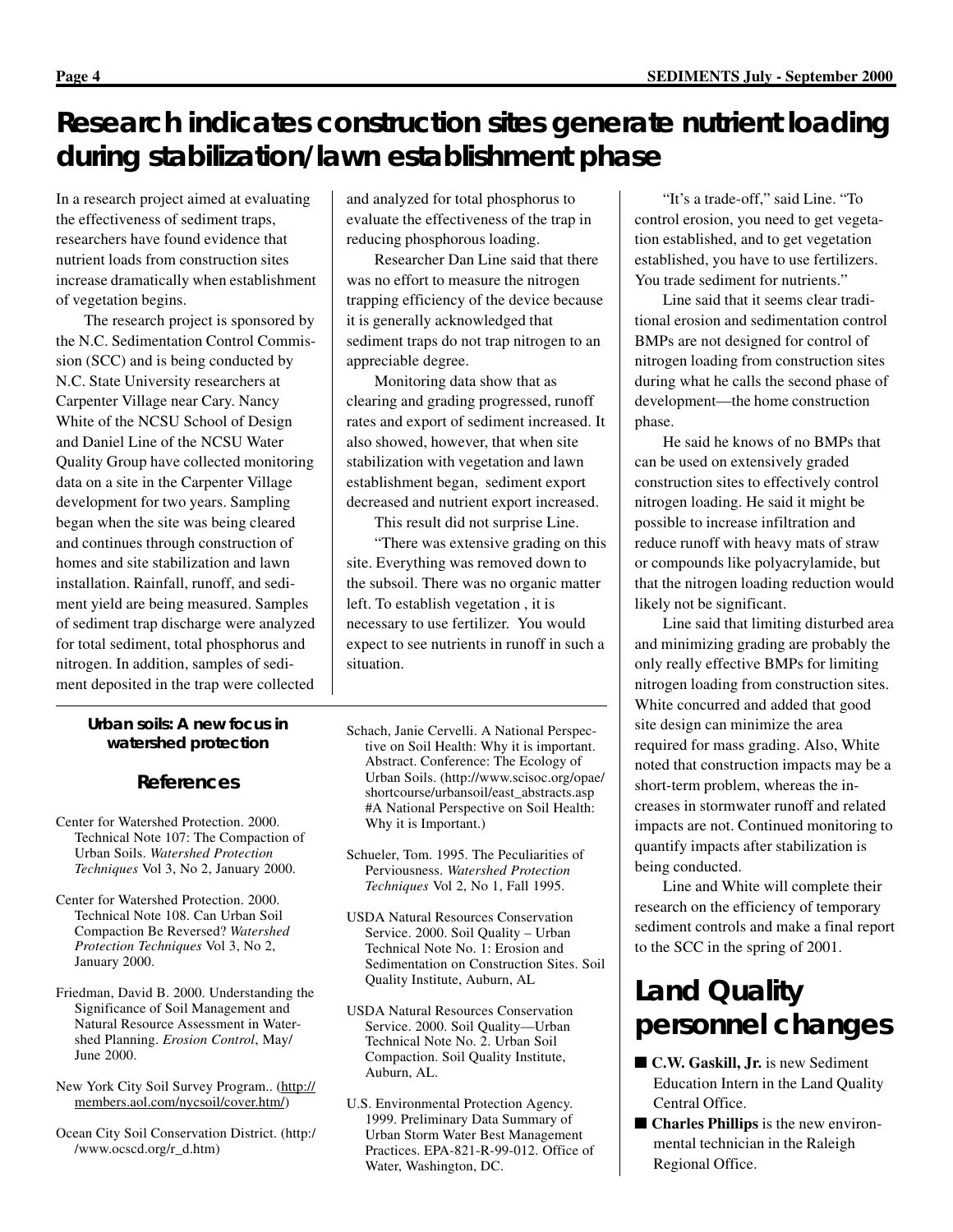# Research indicates construction sites generate nutrient loading during stabilization/lawn establishment phase

In a research project aimed at evaluating the effectiveness of sediment traps, researchers have found evidence that nutrient loads from construction sites increase dramatically when establishment of vegetation begins.

The research project is sponsored by the N.C. Sedimentation Control Commission (SCC) and is being conducted by N.C. State University researchers at Carpenter Village near Cary. Nancy White of the NCSU School of Design and Daniel Line of the NCSU Water Quality Group have collected monitoring data on a site in the Carpenter Village development for two years. Sampling began when the site was being cleared and continues through construction of homes and site stabilization and lawn installation. Rainfall, runoff, and sediment yield are being measured. Samples of sediment trap discharge were analyzed for total sediment, total phosphorus and nitrogen. In addition, samples of sediment deposited in the trap were collected and analyzed for total phosphorus to evaluate the effectiveness of the trap in reducing phosphorous loading.

Researcher Dan Line said that there was no effort to measure the nitrogen trapping efficiency of the device because it is generally acknowledged that sediment traps do not trap nitrogen to an appreciable degree.

Monitoring data show that as clearing and grading progressed, runoff rates and export of sediment increased. It also showed, however, that when site stabilization with vegetation and lawn establishment began, sediment export decreased and nutrient export increased.

This result did not surprise Line.

"There was extensive grading on this site. Everything was removed down to the subsoil. There was no organic matter left. To establish vegetation , it is necessary to use fertilizer. You would expect to see nutrients in runoff in such a situation.

"It's a trade-off," said Line. "To control erosion, you need to get vegetation established, and to get vegetation established, you have to use fertilizers. You trade sediment for nutrients."

Line said that it seems clear traditional erosion and sedimentation control BMPs are not designed for control of nitrogen loading from construction sites during what he calls the second phase of development—the home construction phase.

He said he knows of no BMPs that can be used on extensively graded construction sites to effectively control nitrogen loading. He said it might be possible to increase infiltration and reduce runoff with heavy mats of straw or compounds like polyacrylamide, but that the nitrogen loading reduction would likely not be significant.

Line said that limiting disturbed area and minimizing grading are probably the only really effective BMPs for limiting nitrogen loading from construction sites. White concurred and added that good site design can minimize the area required for mass grading. Also, White noted that construction impacts may be a short-term problem, whereas the increases in stormwater runoff and related impacts are not. Continued monitoring to quantify impacts after stabilization is being conducted.

Line and White will complete their research on the efficiency of temporary sediment controls and make a final report to the SCC in the spring of 2001.

### Urban soils: A new focus in watershed protection

### References

Center for Watershed Protection. 2000. Technical Note 107: The Compaction of Urban Soils. *Watershed Protection Techniques* Vol 3, No 2, January 2000.

Center for Watershed Protection. 2000. Technical Note 108. Can Urban Soil Compaction Be Reversed? *Watershed Protection Techniques* Vol 3, No 2, January 2000.

Friedman, David B. 2000. Understanding the Significance of Soil Management and Natural Resource Assessment in Watershed Planning. *Erosion Control*, May/June 2000.

New York City Soil Survey Program.. (http://members.aol.com/nycsoil/cover.htm/)

Ocean City Soil Conservation District. (http://www.ocscd.org/r_d.htm)

Schach, Janie Cervelli. A National Perspective on Soil Health: Why it is important. Abstract. Conference: The Ecology of Urban Soils. (http://www.scisoc.org/opae/shortcourse/urbansoil/east_abstracts.asp#A National Perspective on Soil Health: Why it is Important.)

Schueler, Tom. 1995. The Peculiarities of Perviousness. *Watershed Protection Techniques* Vol 2, No 1, Fall 1995.

USDA Natural Resources Conservation Service. 2000. Soil Quality – Urban Technical Note No. 1: Erosion and Sedimentation on Construction Sites. Soil Quality Institute, Auburn, AL

USDA Natural Resources Conservation Service. 2000. Soil Quality—Urban Technical Note No. 2. Urban Soil Compaction. Soil Quality Institute, Auburn, AL.

U.S. Environmental Protection Agency. 1999. Preliminary Data Summary of Urban Storm Water Best Management Practices. EPA-821-R-99-012. Office of Water, Washington, DC.

# Land Quality personnel changes

- **C.W. Gaskill, Jr.** is new Sediment Education Intern in the Land Quality Central Office.
- **Charles Phillips** is the new environmental technician in the Raleigh Regional Office.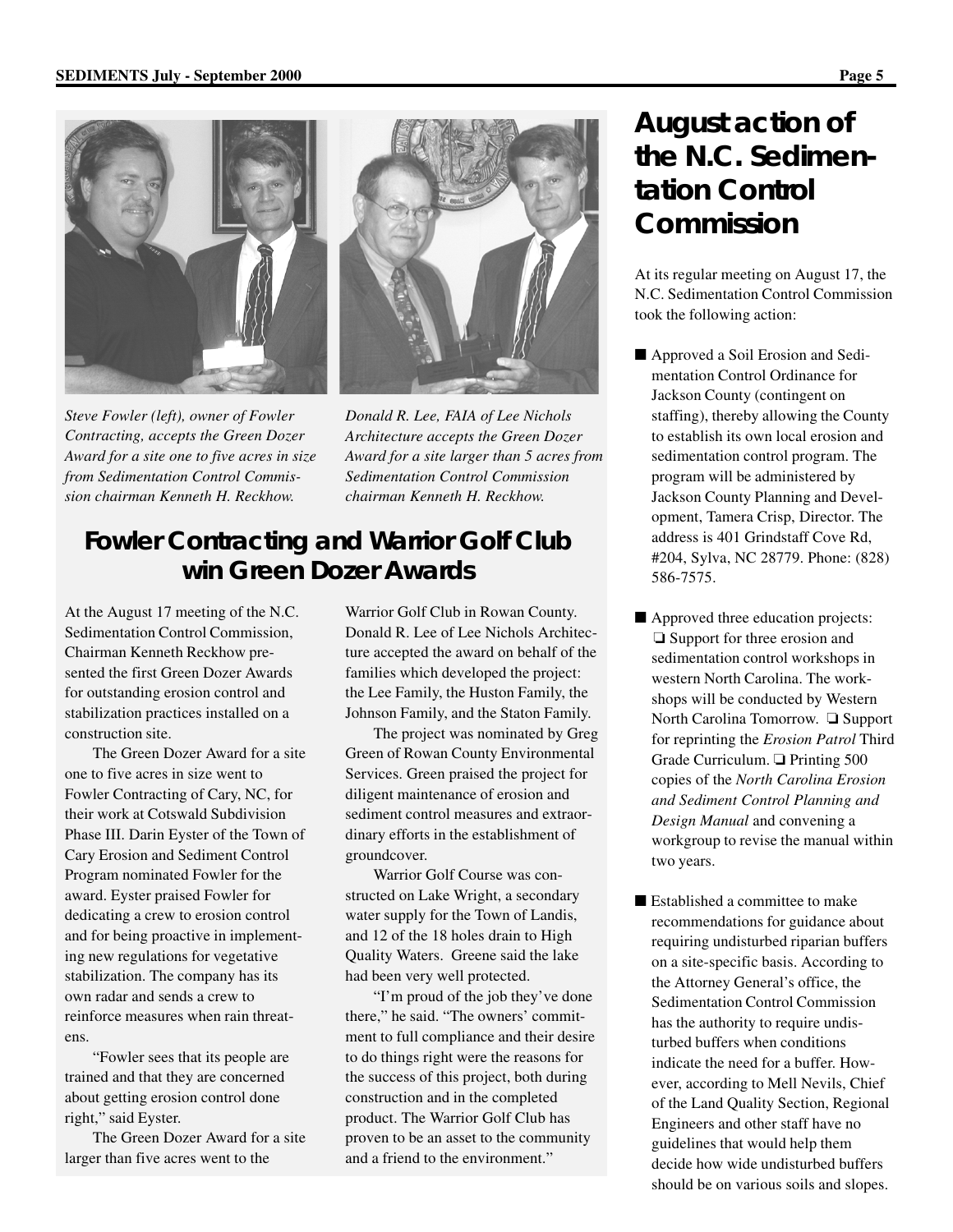*Steve Fowler (left), owner of Fowler Contracting, accepts the Green Dozer Award for a site one to five acres in size from Sedimentation Control Commission chairman Kenneth H. Reckhow.*

*Donald R. Lee, FAIA of Lee Nichols Architecture accepts the Green Dozer Award for a site larger than 5 acres from Sedimentation Control Commission chairman Kenneth H. Reckhow.*

## Fowler Contracting and Warrior Golf Club win Green Dozer Awards

At the August 17 meeting of the N.C. Sedimentation Control Commission, Chairman Kenneth Reckhow presented the first Green Dozer Awards for outstanding erosion control and stabilization practices installed on a construction site.

The Green Dozer Award for a site one to five acres in size went to Fowler Contracting of Cary, NC, for their work at Cotswald Subdivision Phase III. Darin Eyster of the Town of Cary Erosion and Sediment Control Program nominated Fowler for the award. Eyster praised Fowler for dedicating a crew to erosion control and for being proactive in implementing new regulations for vegetative stabilization. The company has its own radar and sends a crew to reinforce measures when rain threatens.

"Fowler sees that its people are trained and that they are concerned about getting erosion control done right," said Eyster.

The Green Dozer Award for a site larger than five acres went to the Warrior Golf Club in Rowan County. Donald R. Lee of Lee Nichols Architecture accepted the award on behalf of the families which developed the project: the Lee Family, the Huston Family, the Johnson Family, and the Staton Family.

The project was nominated by Greg Green of Rowan County Environmental Services. Green praised the project for diligent maintenance of erosion and sediment control measures and extraordinary efforts in the establishment of groundcover.

Warrior Golf Course was constructed on Lake Wright, a secondary water supply for the Town of Landis, and 12 of the 18 holes drain to High Quality Waters. Greene said the lake had been very well protected.

"I'm proud of the job they've done there," he said. "The owners' commitment to full compliance and their desire to do things right were the reasons for the success of this project, both during construction and in the completed product. The Warrior Golf Club has proven to be an asset to the community and a friend to the environment."

## August action of the N.C. Sedimentation Control Commission

At its regular meeting on August 17, the N.C. Sedimentation Control Commission took the following action:

- Approved a Soil Erosion and Sedimentation Control Ordinance for Jackson County (contingent on staffing), thereby allowing the County to establish its own local erosion and sedimentation control program. The program will be administered by Jackson County Planning and Development, Tamera Crisp, Director. The address is 401 Grindstaff Cove Rd, #204, Sylva, NC 28779. Phone: (828) 586-7575.

- Approved three education projects: ❏ Support for three erosion and sedimentation control workshops in western North Carolina. The workshops will be conducted by Western North Carolina Tomorrow. ❏ Support for reprinting the *Erosion Patrol* Third Grade Curriculum. ❏ Printing 500 copies of the *North Carolina Erosion and Sediment Control Planning and Design Manual* and convening a workgroup to revise the manual within two years.

- Established a committee to make recommendations for guidance about requiring undisturbed riparian buffers on a site-specific basis. According to the Attorney General's office, the Sedimentation Control Commission has the authority to require undisturbed buffers when conditions indicate the need for a buffer. However, according to Mell Nevils, Chief of the Land Quality Section, Regional Engineers and other staff have no guidelines that would help them decide how wide undisturbed buffers should be on various soils and slopes.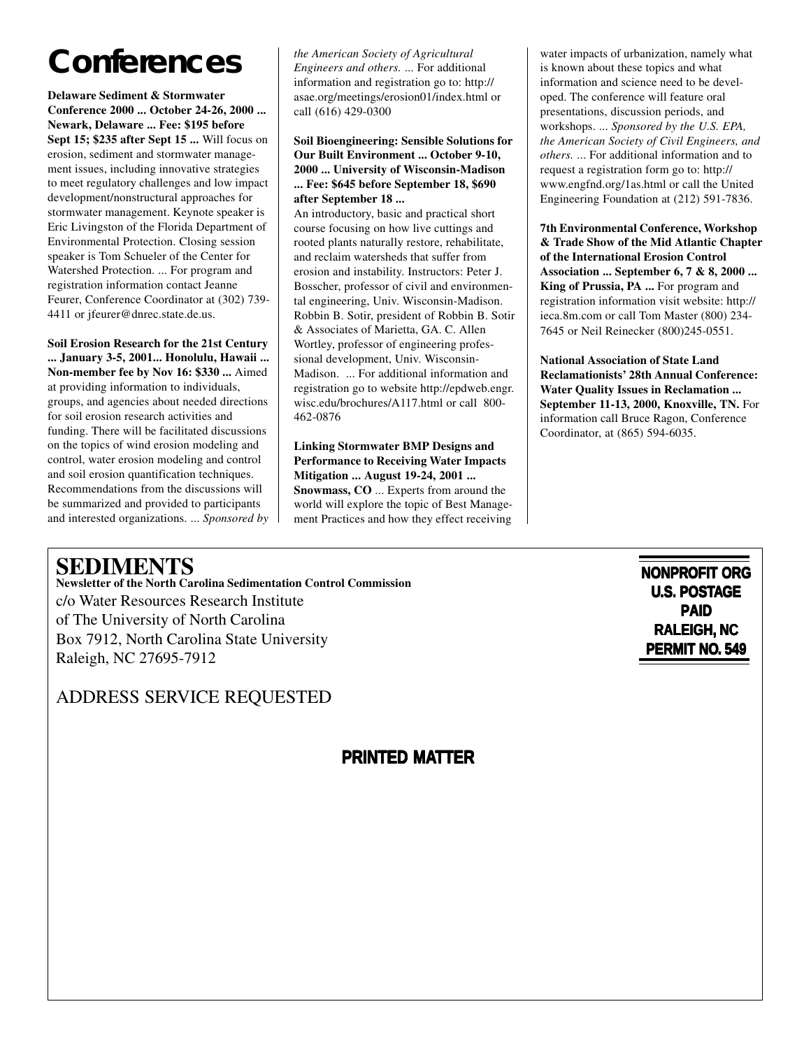# Conferences

**Delaware Sediment & Stormwater Conference 2000 ... October 24-26, 2000 ... Newark, Delaware ... Fee: $195 before Sept 15; $235 after Sept 15 ...** Will focus on erosion, sediment and stormwater management issues, including innovative strategies to meet regulatory challenges and low impact development/nonstructural approaches for stormwater management. Keynote speaker is Eric Livingston of the Florida Department of Environmental Protection. Closing session speaker is Tom Schueler of the Center for Watershed Protection. ... For program and registration information contact Jeanne Feurer, Conference Coordinator at (302) 739-4411 or jfeurer@dnrec.state.de.us.

**Soil Erosion Research for the 21st Century ... January 3-5, 2001... Honolulu, Hawaii ... Non-member fee by Nov 16: $330 ...** Aimed at providing information to individuals, groups, and agencies about needed directions for soil erosion research activities and funding. There will be facilitated discussions on the topics of wind erosion modeling and control, water erosion modeling and control and soil erosion quantification techniques. Recommendations from the discussions will be summarized and provided to participants and interested organizations. ... *Sponsored by the American Society of Agricultural Engineers and others.* ... For additional information and registration go to: http://asae.org/meetings/erosion01/index.html or call (616) 429-0300

**Soil Bioengineering: Sensible Solutions for Our Built Environment ... October 9-10, 2000 ... University of Wisconsin-Madison ... Fee: $645 before September 18, $690 after September 18 ...**
An introductory, basic and practical short course focusing on how live cuttings and rooted plants naturally restore, rehabilitate, and reclaim watersheds that suffer from erosion and instability. Instructors: Peter J. Bosscher, professor of civil and environmental engineering, Univ. Wisconsin-Madison. Robbin B. Sotir, president of Robbin B. Sotir & Associates of Marietta, GA. C. Allen Wortley, professor of engineering professional development, Univ. Wisconsin-Madison. ... For additional information and registration go to website http://epdweb.engr.wisc.edu/brochures/A117.html or call 800-462-0876

**Linking Stormwater BMP Designs and Performance to Receiving Water Impacts Mitigation ... August 19-24, 2001 ... Snowmass, CO** ... Experts from around the world will explore the topic of Best Management Practices and how they effect receiving water impacts of urbanization, namely what is known about these topics and what information and science need to be developed. The conference will feature oral presentations, discussion periods, and workshops. ... *Sponsored by the U.S. EPA, the American Society of Civil Engineers, and others.* ... For additional information and to request a registration form go to: http://www.engfnd.org/1as.html or call the United Engineering Foundation at (212) 591-7836.

**7th Environmental Conference, Workshop & Trade Show of the Mid Atlantic Chapter of the International Erosion Control Association ... September 6, 7 & 8, 2000 ... King of Prussia, PA ...** For program and registration information visit website: http://ieca.8m.com or call Tom Master (800) 234-7645 or Neil Reinecker (800)245-0551.

**National Association of State Land Reclamationists' 28th Annual Conference: Water Quality Issues in Reclamation ... September 11-13, 2000, Knoxville, TN.** For information call Bruce Ragon, Conference Coordinator, at (865) 594-6035.

---

## SEDIMENTS

**Newsletter of the North Carolina Sedimentation Control Commission**
c/o Water Resources Research Institute
of The University of North Carolina
Box 7912, North Carolina State University
Raleigh, NC 27695-7912

ADDRESS SERVICE REQUESTED

**NONPROFIT ORG**
**U.S. POSTAGE**
**PAID**
**RALEIGH, NC**
**PERMIT NO. 549**

**PRINTED MATTER**